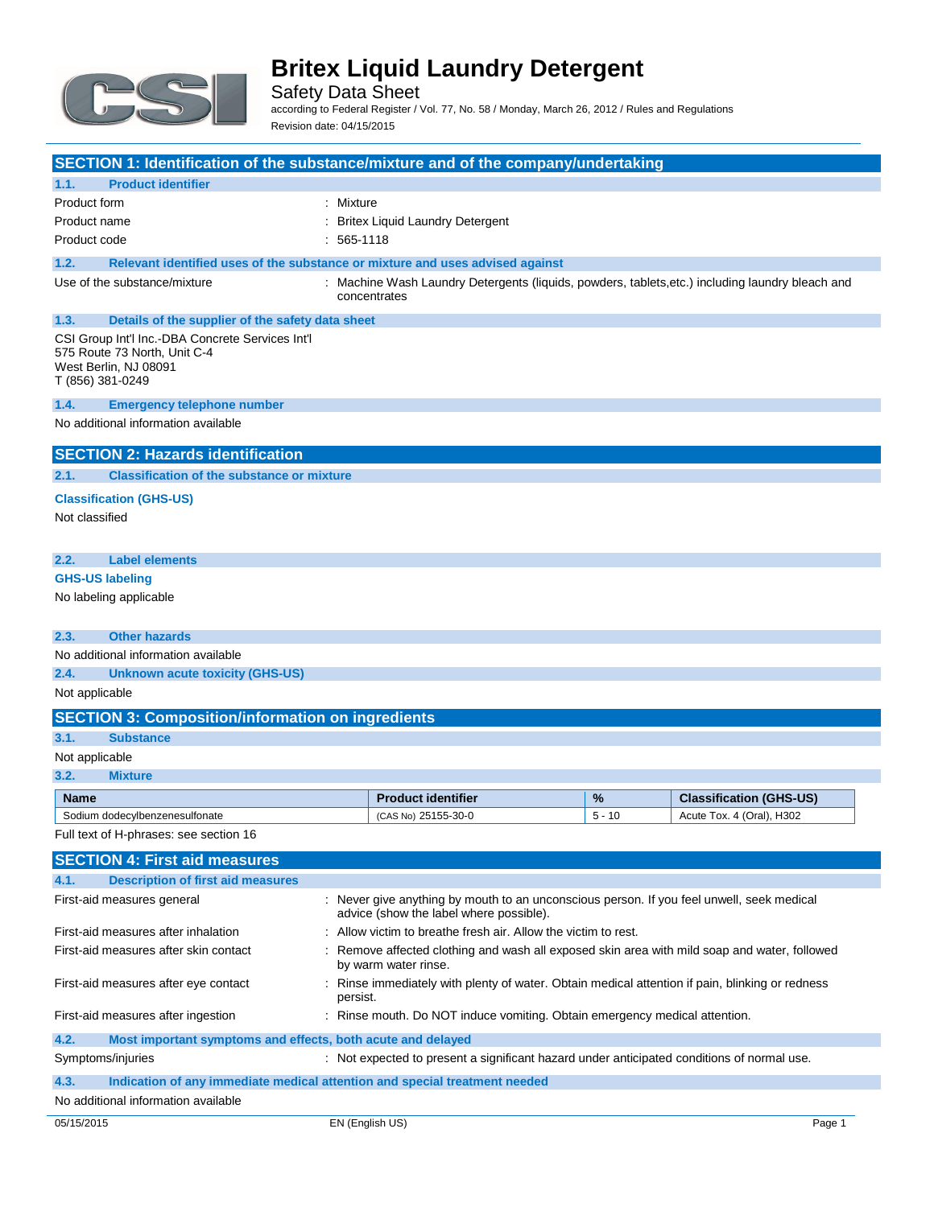# Britex Liquid Laundry Detergent

Safety Data Sheet

according to Federal Register / Vol. 77, No. 58 / Monday, March 26, 2012 / Rules and Regulations

Revision date: 04/15/2015

## SECTION 1: Identification of the substance/mixture and of the company/undertaking

### 1.1. Product identifier

| | |
|---|---|
| Product form | : Mixture |
| Product name | : Britex Liquid Laundry Detergent |
| Product code | : 565-1118 |

### 1.2. Relevant identified uses of the substance or mixture and uses advised against

| | |
|---|---|
| Use of the substance/mixture | : Machine Wash Laundry Detergents (liquids, powders, tablets,etc.) including laundry bleach and concentrates |

### 1.3. Details of the supplier of the safety data sheet

CSI Group Int'l Inc.-DBA Concrete Services Int'l
575 Route 73 North, Unit C-4
West Berlin, NJ 08091
T (856) 381-0249

### 1.4. Emergency telephone number

No additional information available

## SECTION 2: Hazards identification

### 2.1. Classification of the substance or mixture

**Classification (GHS-US)**

Not classified

### 2.2. Label elements

**GHS-US labeling**

No labeling applicable

### 2.3. Other hazards

No additional information available

### 2.4. Unknown acute toxicity (GHS-US)

Not applicable

## SECTION 3: Composition/information on ingredients

### 3.1. Substance

Not applicable

### 3.2. Mixture

| Name | Product identifier | % | Classification (GHS-US) |
|---|---|---|---|
| Sodium dodecylbenzenesulfonate | (CAS No) 25155-30-0 | 5 - 10 | Acute Tox. 4 (Oral), H302 |

Full text of H-phrases: see section 16

## SECTION 4: First aid measures

### 4.1. Description of first aid measures

| | |
|---|---|
| First-aid measures general | : Never give anything by mouth to an unconscious person. If you feel unwell, seek medical advice (show the label where possible). |
| First-aid measures after inhalation | : Allow victim to breathe fresh air. Allow the victim to rest. |
| First-aid measures after skin contact | : Remove affected clothing and wash all exposed skin area with mild soap and water, followed by warm water rinse. |
| First-aid measures after eye contact | : Rinse immediately with plenty of water. Obtain medical attention if pain, blinking or redness persist. |
| First-aid measures after ingestion | : Rinse mouth. Do NOT induce vomiting. Obtain emergency medical attention. |

### 4.2. Most important symptoms and effects, both acute and delayed

| | |
|---|---|
| Symptoms/injuries | : Not expected to present a significant hazard under anticipated conditions of normal use. |

### 4.3. Indication of any immediate medical attention and special treatment needed

No additional information available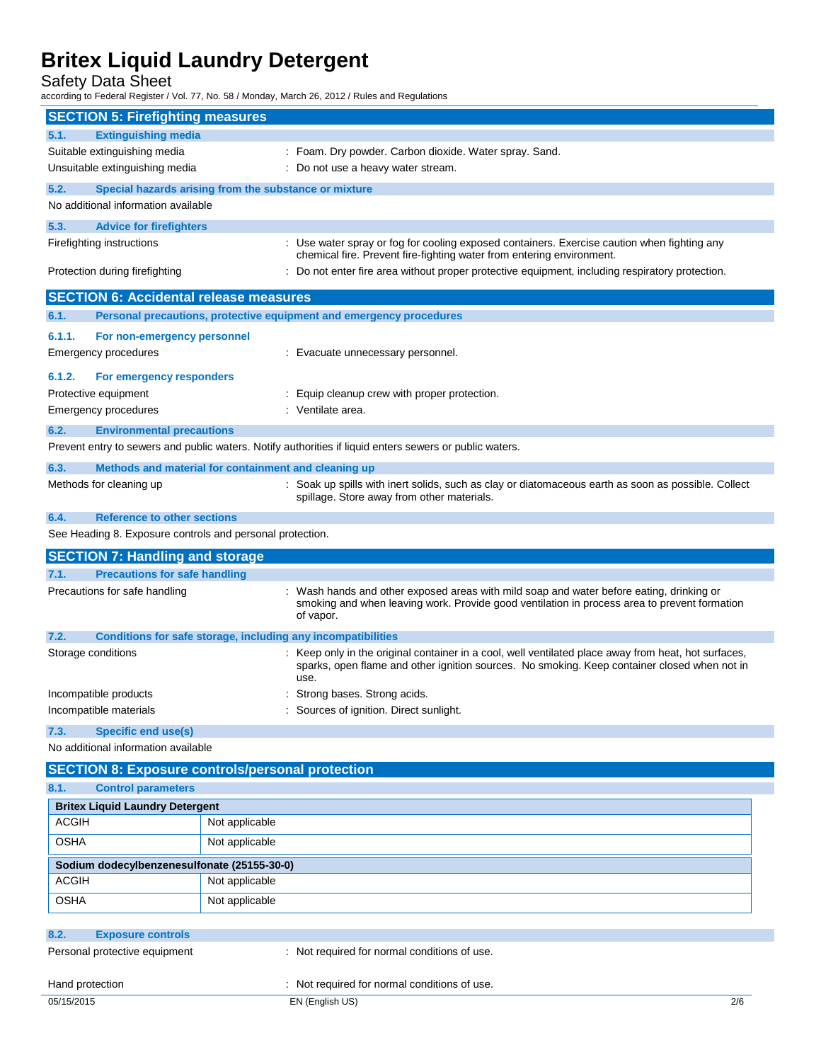## SECTION 5: Firefighting measures

### 5.1. Extinguishing media

Suitable extinguishing media : Foam. Dry powder. Carbon dioxide. Water spray. Sand.

Unsuitable extinguishing media : Do not use a heavy water stream.

### 5.2. Special hazards arising from the substance or mixture

No additional information available

### 5.3. Advice for firefighters

Firefighting instructions : Use water spray or fog for cooling exposed containers. Exercise caution when fighting any chemical fire. Prevent fire-fighting water from entering environment.

Protection during firefighting : Do not enter fire area without proper protective equipment, including respiratory protection.

## SECTION 6: Accidental release measures

### 6.1. Personal precautions, protective equipment and emergency procedures

#### 6.1.1. For non-emergency personnel

Emergency procedures : Evacuate unnecessary personnel.

#### 6.1.2. For emergency responders

Protective equipment : Equip cleanup crew with proper protection.

Emergency procedures : Ventilate area.

### 6.2. Environmental precautions

Prevent entry to sewers and public waters. Notify authorities if liquid enters sewers or public waters.

### 6.3. Methods and material for containment and cleaning up

Methods for cleaning up : Soak up spills with inert solids, such as clay or diatomaceous earth as soon as possible. Collect spillage. Store away from other materials.

### 6.4. Reference to other sections

See Heading 8. Exposure controls and personal protection.

## SECTION 7: Handling and storage

### 7.1. Precautions for safe handling

Precautions for safe handling : Wash hands and other exposed areas with mild soap and water before eating, drinking or smoking and when leaving work. Provide good ventilation in process area to prevent formation of vapor.

### 7.2. Conditions for safe storage, including any incompatibilities

Storage conditions : Keep only in the original container in a cool, well ventilated place away from heat, hot surfaces, sparks, open flame and other ignition sources. No smoking. Keep container closed when not in use.

Incompatible products : Strong bases. Strong acids.

Incompatible materials : Sources of ignition. Direct sunlight.

### 7.3. Specific end use(s)

No additional information available

## SECTION 8: Exposure controls/personal protection

### 8.1. Control parameters

| Britex Liquid Laundry Detergent | |
|---|---|
| ACGIH | Not applicable |
| OSHA | Not applicable |

| Sodium dodecylbenzenesulfonate (25155-30-0) | |
|---|---|
| ACGIH | Not applicable |
| OSHA | Not applicable |

### 8.2. Exposure controls

Personal protective equipment : Not required for normal conditions of use.

Hand protection : Not required for normal conditions of use.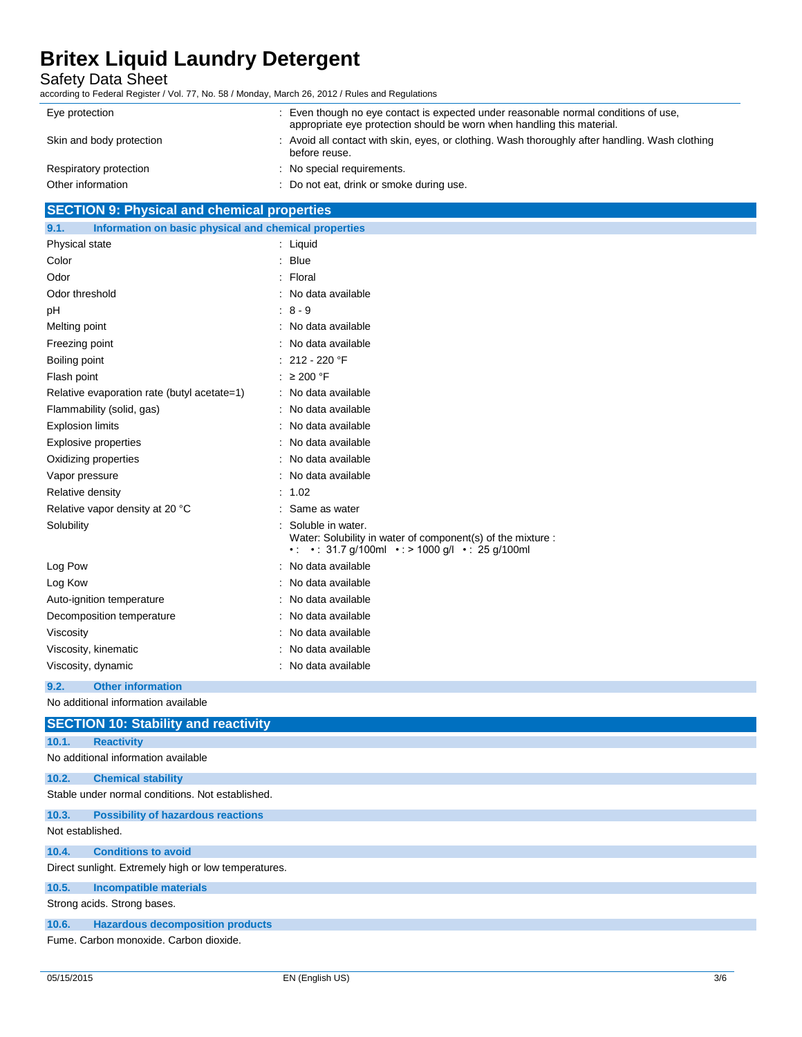| | |
|---|---|
| Eye protection | : Even though no eye contact is expected under reasonable normal conditions of use, appropriate eye protection should be worn when handling this material. |
| Skin and body protection | : Avoid all contact with skin, eyes, or clothing. Wash thoroughly after handling. Wash clothing before reuse. |
| Respiratory protection | : No special requirements. |
| Other information | : Do not eat, drink or smoke during use. |

## SECTION 9: Physical and chemical properties

### 9.1. Information on basic physical and chemical properties

| | |
|---|---|
| Physical state | : Liquid |
| Color | : Blue |
| Odor | : Floral |
| Odor threshold | : No data available |
| pH | : 8 - 9 |
| Melting point | : No data available |
| Freezing point | : No data available |
| Boiling point | : 212 - 220 °F |
| Flash point | : ≥ 200 °F |
| Relative evaporation rate (butyl acetate=1) | : No data available |
| Flammability (solid, gas) | : No data available |
| Explosion limits | : No data available |
| Explosive properties | : No data available |
| Oxidizing properties | : No data available |
| Vapor pressure | : No data available |
| Relative density | : 1.02 |
| Relative vapor density at 20 °C | : Same as water |
| Solubility | : Soluble in water. Water: Solubility in water of component(s) of the mixture : • : • : 31.7 g/100ml • : > 1000 g/l • : 25 g/100ml |
| Log Pow | : No data available |
| Log Kow | : No data available |
| Auto-ignition temperature | : No data available |
| Decomposition temperature | : No data available |
| Viscosity | : No data available |
| Viscosity, kinematic | : No data available |
| Viscosity, dynamic | : No data available |

### 9.2. Other information

No additional information available

## SECTION 10: Stability and reactivity

### 10.1. Reactivity

No additional information available

### 10.2. Chemical stability

Stable under normal conditions. Not established.

### 10.3. Possibility of hazardous reactions

Not established.

### 10.4. Conditions to avoid

Direct sunlight. Extremely high or low temperatures.

### 10.5. Incompatible materials

Strong acids. Strong bases.

### 10.6. Hazardous decomposition products

Fume. Carbon monoxide. Carbon dioxide.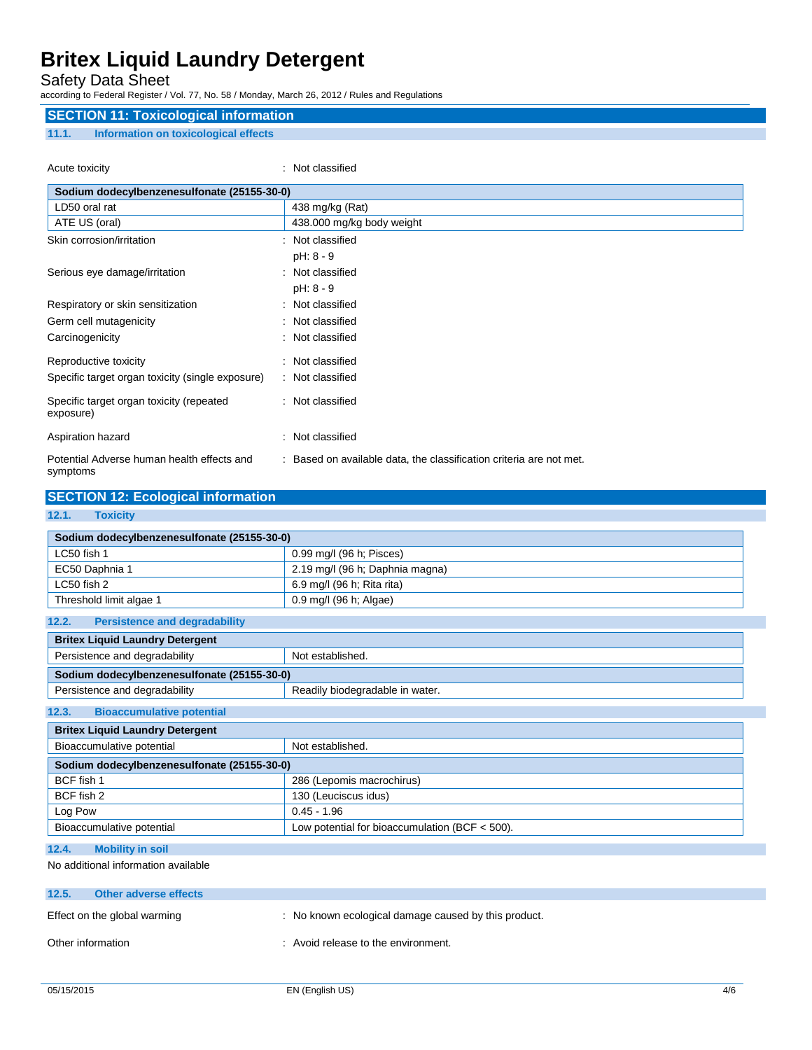## SECTION 11: Toxicological information

### 11.1. Information on toxicological effects

Acute toxicity : Not classified

| Sodium dodecylbenzenesulfonate (25155-30-0) | |
|---|---|
| LD50 oral rat | 438 mg/kg (Rat) |
| ATE US (oral) | 438.000 mg/kg body weight |

Skin corrosion/irritation : Not classified
pH: 8 - 9

Serious eye damage/irritation : Not classified
pH: 8 - 9

Respiratory or skin sensitization : Not classified

Germ cell mutagenicity : Not classified

Carcinogenicity : Not classified

Reproductive toxicity : Not classified

Specific target organ toxicity (single exposure) : Not classified

Specific target organ toxicity (repeated exposure) : Not classified

Aspiration hazard : Not classified

Potential Adverse human health effects and symptoms : Based on available data, the classification criteria are not met.

## SECTION 12: Ecological information

### 12.1. Toxicity

| Sodium dodecylbenzenesulfonate (25155-30-0) | |
|---|---|
| LC50 fish 1 | 0.99 mg/l (96 h; Pisces) |
| EC50 Daphnia 1 | 2.19 mg/l (96 h; Daphnia magna) |
| LC50 fish 2 | 6.9 mg/l (96 h; Rita rita) |
| Threshold limit algae 1 | 0.9 mg/l (96 h; Algae) |

### 12.2. Persistence and degradability

| Britex Liquid Laundry Detergent | |
|---|---|
| Persistence and degradability | Not established. |
| **Sodium dodecylbenzenesulfonate (25155-30-0)** | |
| Persistence and degradability | Readily biodegradable in water. |

### 12.3. Bioaccumulative potential

| Britex Liquid Laundry Detergent | |
|---|---|
| Bioaccumulative potential | Not established. |
| **Sodium dodecylbenzenesulfonate (25155-30-0)** | |
| BCF fish 1 | 286 (Lepomis macrochirus) |
| BCF fish 2 | 130 (Leuciscus idus) |
| Log Pow | 0.45 - 1.96 |
| Bioaccumulative potential | Low potential for bioaccumulation (BCF < 500). |

### 12.4. Mobility in soil

No additional information available

### 12.5. Other adverse effects

Effect on the global warming : No known ecological damage caused by this product.

Other information : Avoid release to the environment.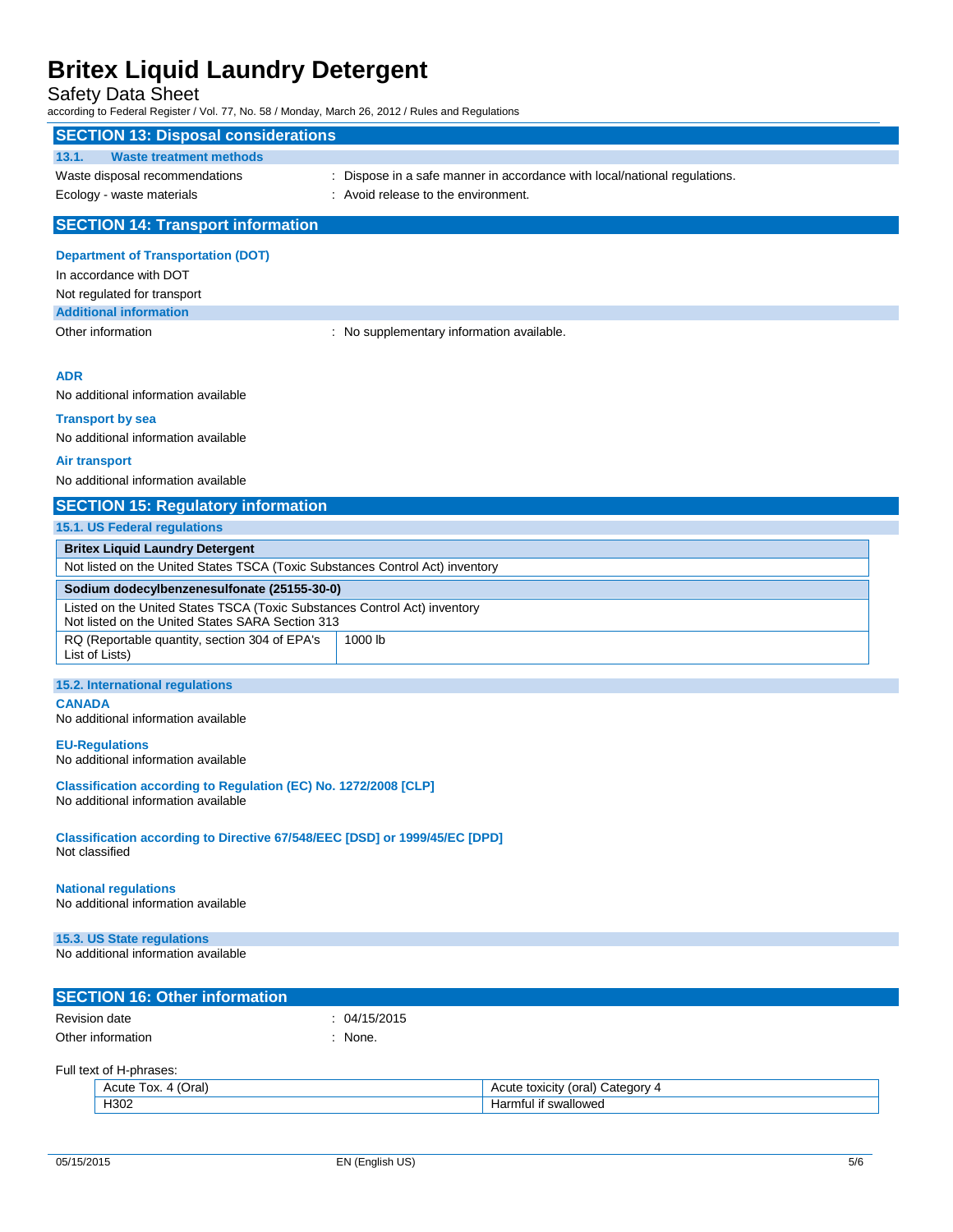## SECTION 13: Disposal considerations

### 13.1. Waste treatment methods

Waste disposal recommendations : Dispose in a safe manner in accordance with local/national regulations.

Ecology - waste materials : Avoid release to the environment.

## SECTION 14: Transport information

**Department of Transportation (DOT)**

In accordance with DOT

Not regulated for transport

**Additional information**

Other information : No supplementary information available.

**ADR**

No additional information available

**Transport by sea**

No additional information available

**Air transport**

No additional information available

## SECTION 15: Regulatory information

### 15.1. US Federal regulations

| **Britex Liquid Laundry Detergent** | |
|---|---|
| Not listed on the United States TSCA (Toxic Substances Control Act) inventory | |

| **Sodium dodecylbenzenesulfonate (25155-30-0)** | |
|---|---|
| Listed on the United States TSCA (Toxic Substances Control Act) inventory<br>Not listed on the United States SARA Section 313 | |
| RQ (Reportable quantity, section 304 of EPA's List of Lists) | 1000 lb |

### 15.2. International regulations

**CANADA**

No additional information available

**EU-Regulations**

No additional information available

**Classification according to Regulation (EC) No. 1272/2008 [CLP]**

No additional information available

**Classification according to Directive 67/548/EEC [DSD] or 1999/45/EC [DPD]**

Not classified

**National regulations**

No additional information available

### 15.3. US State regulations

No additional information available

## SECTION 16: Other information

Revision date : 04/15/2015

Other information : None.

Full text of H-phrases:

| | |
|---|---|
| Acute Tox. 4 (Oral) | Acute toxicity (oral) Category 4 |
| H302 | Harmful if swallowed |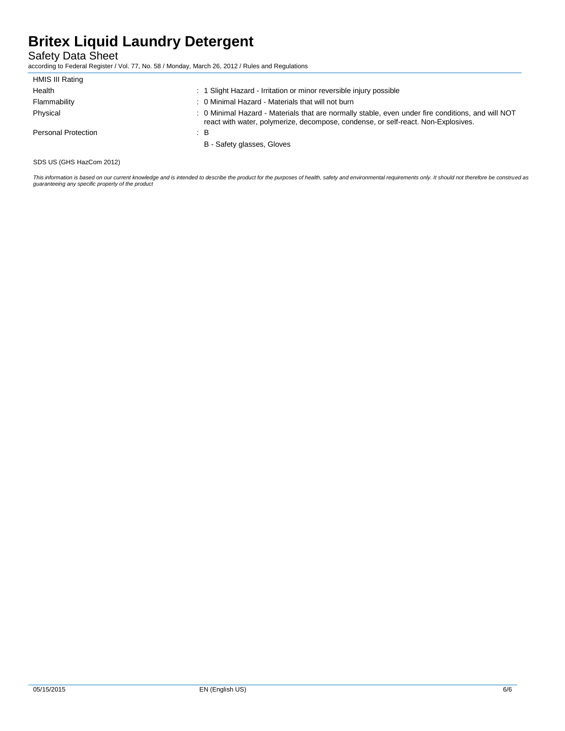| | |
|---|---|
| HMIS III Rating | |
| Health | : 1 Slight Hazard - Irritation or minor reversible injury possible |
| Flammability | : 0 Minimal Hazard - Materials that will not burn |
| Physical | : 0 Minimal Hazard - Materials that are normally stable, even under fire conditions, and will NOT react with water, polymerize, decompose, condense, or self-react. Non-Explosives. |
| Personal Protection | : B |
| | B - Safety glasses, Gloves |

SDS US (GHS HazCom 2012)

*This information is based on our current knowledge and is intended to describe the product for the purposes of health, safety and environmental requirements only. It should not therefore be construed as guaranteeing any specific property of the product*